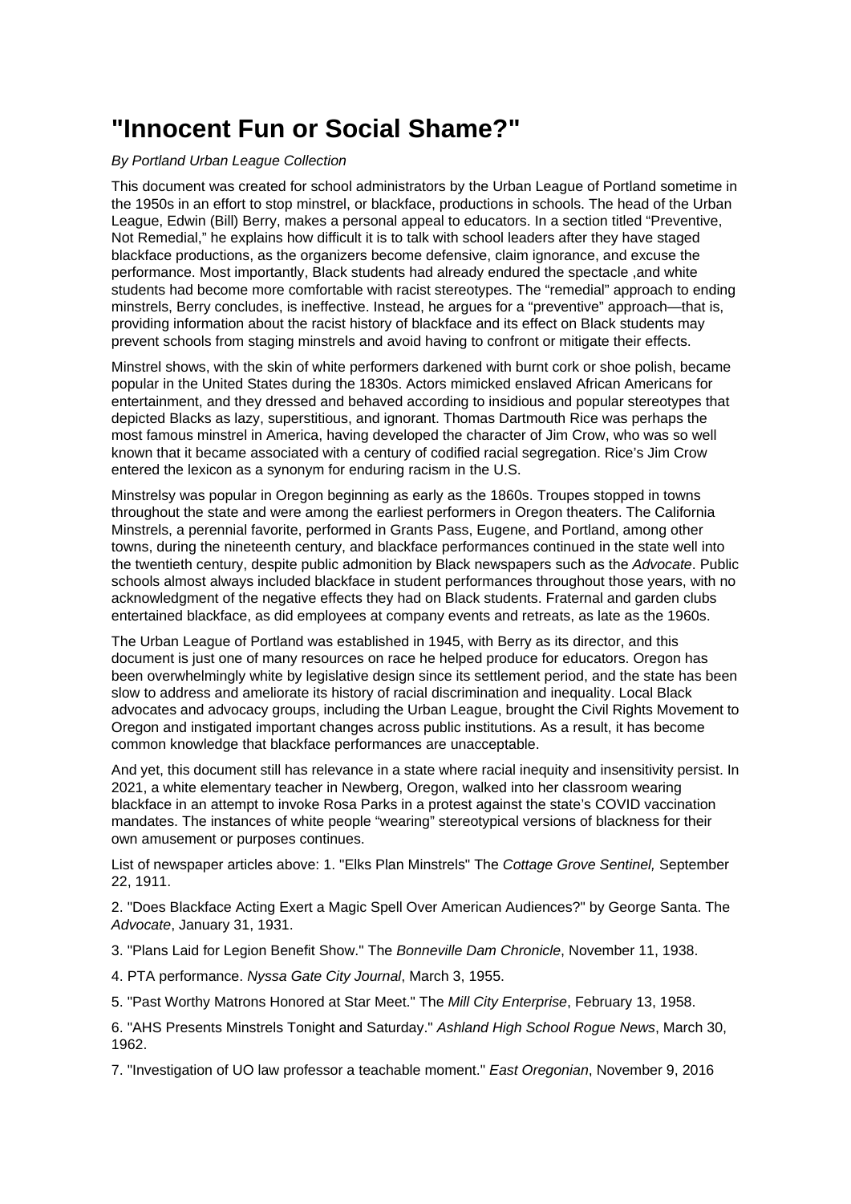# "Innocent Fun or Social Shame?"

*By Portland Urban League Collection*

This document was created for school administrators by the Urban League of Portland sometime in the 1950s in an effort to stop minstrel, or blackface, productions in schools. The head of the Urban League, Edwin (Bill) Berry, makes a personal appeal to educators. In a section titled "Preventive, Not Remedial," he explains how difficult it is to talk with school leaders after they have staged blackface productions, as the organizers become defensive, claim ignorance, and excuse the performance. Most importantly, Black students had already endured the spectacle ,and white students had become more comfortable with racist stereotypes. The "remedial" approach to ending minstrels, Berry concludes, is ineffective. Instead, he argues for a "preventive" approach—that is, providing information about the racist history of blackface and its effect on Black students may prevent schools from staging minstrels and avoid having to confront or mitigate their effects.

Minstrel shows, with the skin of white performers darkened with burnt cork or shoe polish, became popular in the United States during the 1830s. Actors mimicked enslaved African Americans for entertainment, and they dressed and behaved according to insidious and popular stereotypes that depicted Blacks as lazy, superstitious, and ignorant. Thomas Dartmouth Rice was perhaps the most famous minstrel in America, having developed the character of Jim Crow, who was so well known that it became associated with a century of codified racial segregation. Rice's Jim Crow entered the lexicon as a synonym for enduring racism in the U.S.

Minstrelsy was popular in Oregon beginning as early as the 1860s. Troupes stopped in towns throughout the state and were among the earliest performers in Oregon theaters. The California Minstrels, a perennial favorite, performed in Grants Pass, Eugene, and Portland, among other towns, during the nineteenth century, and blackface performances continued in the state well into the twentieth century, despite public admonition by Black newspapers such as the *Advocate*. Public schools almost always included blackface in student performances throughout those years, with no acknowledgment of the negative effects they had on Black students. Fraternal and garden clubs entertained blackface, as did employees at company events and retreats, as late as the 1960s.

The Urban League of Portland was established in 1945, with Berry as its director, and this document is just one of many resources on race he helped produce for educators. Oregon has been overwhelmingly white by legislative design since its settlement period, and the state has been slow to address and ameliorate its history of racial discrimination and inequality. Local Black advocates and advocacy groups, including the Urban League, brought the Civil Rights Movement to Oregon and instigated important changes across public institutions. As a result, it has become common knowledge that blackface performances are unacceptable.

And yet, this document still has relevance in a state where racial inequity and insensitivity persist. In 2021, a white elementary teacher in Newberg, Oregon, walked into her classroom wearing blackface in an attempt to invoke Rosa Parks in a protest against the state's COVID vaccination mandates. The instances of white people "wearing" stereotypical versions of blackness for their own amusement or purposes continues.

List of newspaper articles above: 1. "Elks Plan Minstrels" The *Cottage Grove Sentinel,* September 22, 1911.

2. "Does Blackface Acting Exert a Magic Spell Over American Audiences?" by George Santa. The *Advocate*, January 31, 1931.

3. "Plans Laid for Legion Benefit Show." The *Bonneville Dam Chronicle*, November 11, 1938.

4. PTA performance. *Nyssa Gate City Journal*, March 3, 1955.

5. "Past Worthy Matrons Honored at Star Meet." The *Mill City Enterprise*, February 13, 1958.

6. "AHS Presents Minstrels Tonight and Saturday." *Ashland High School Rogue News*, March 30, 1962.

7. "Investigation of UO law professor a teachable moment." *East Oregonian*, November 9, 2016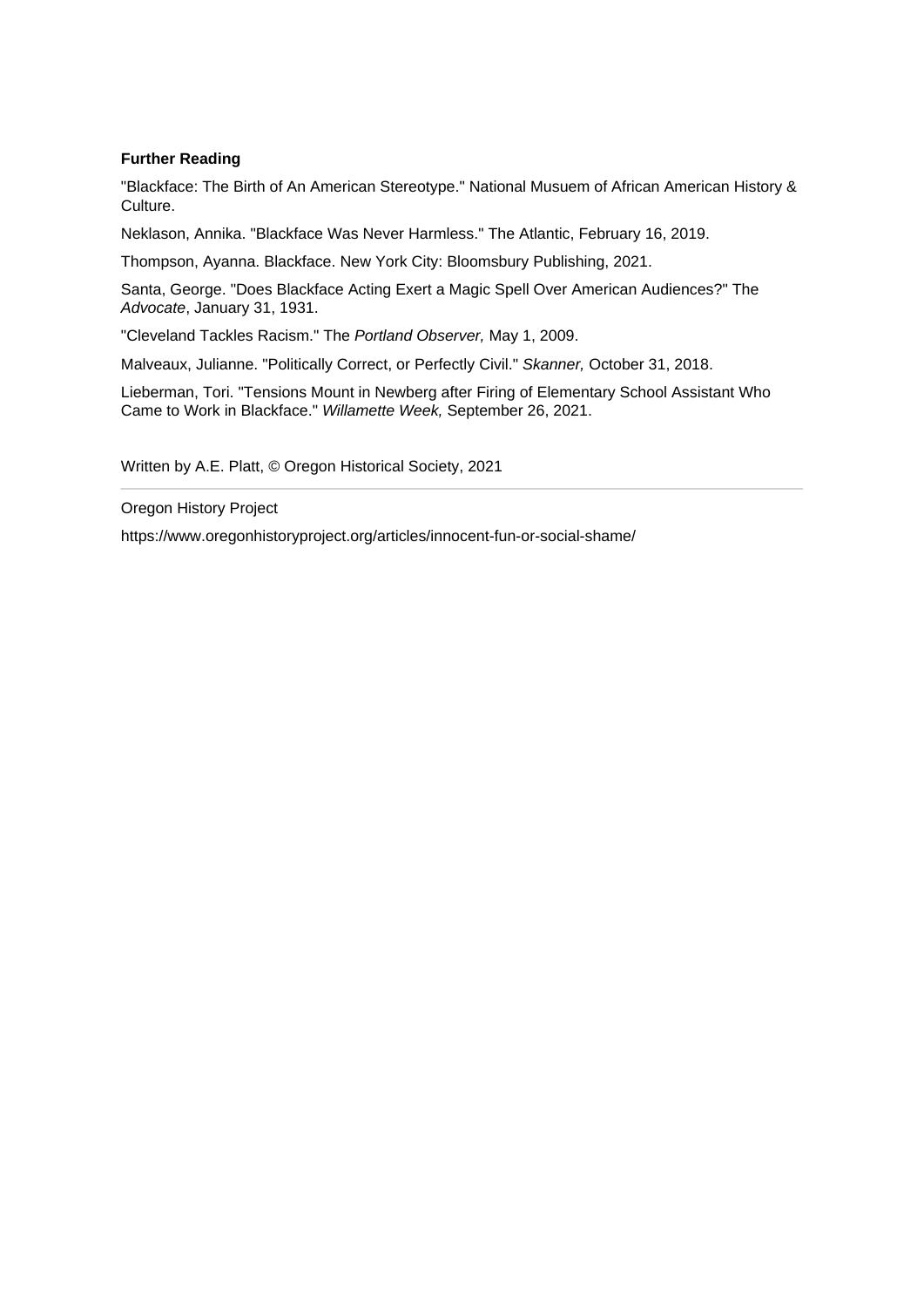**Further Reading**

"Blackface: The Birth of An American Stereotype." National Musuem of African American History & Culture.

Neklason, Annika. "Blackface Was Never Harmless." The Atlantic, February 16, 2019.

Thompson, Ayanna. Blackface. New York City: Bloomsbury Publishing, 2021.

Santa, George. "Does Blackface Acting Exert a Magic Spell Over American Audiences?" The *Advocate*, January 31, 1931.

"Cleveland Tackles Racism." The *Portland Observer,* May 1, 2009.

Malveaux, Julianne. "Politically Correct, or Perfectly Civil." *Skanner,* October 31, 2018.

Lieberman, Tori. "Tensions Mount in Newberg after Firing of Elementary School Assistant Who Came to Work in Blackface." *Willamette Week,* September 26, 2021.

Written by A.E. Platt, © Oregon Historical Society, 2021

---

Oregon History Project

https://www.oregonhistoryproject.org/articles/innocent-fun-or-social-shame/